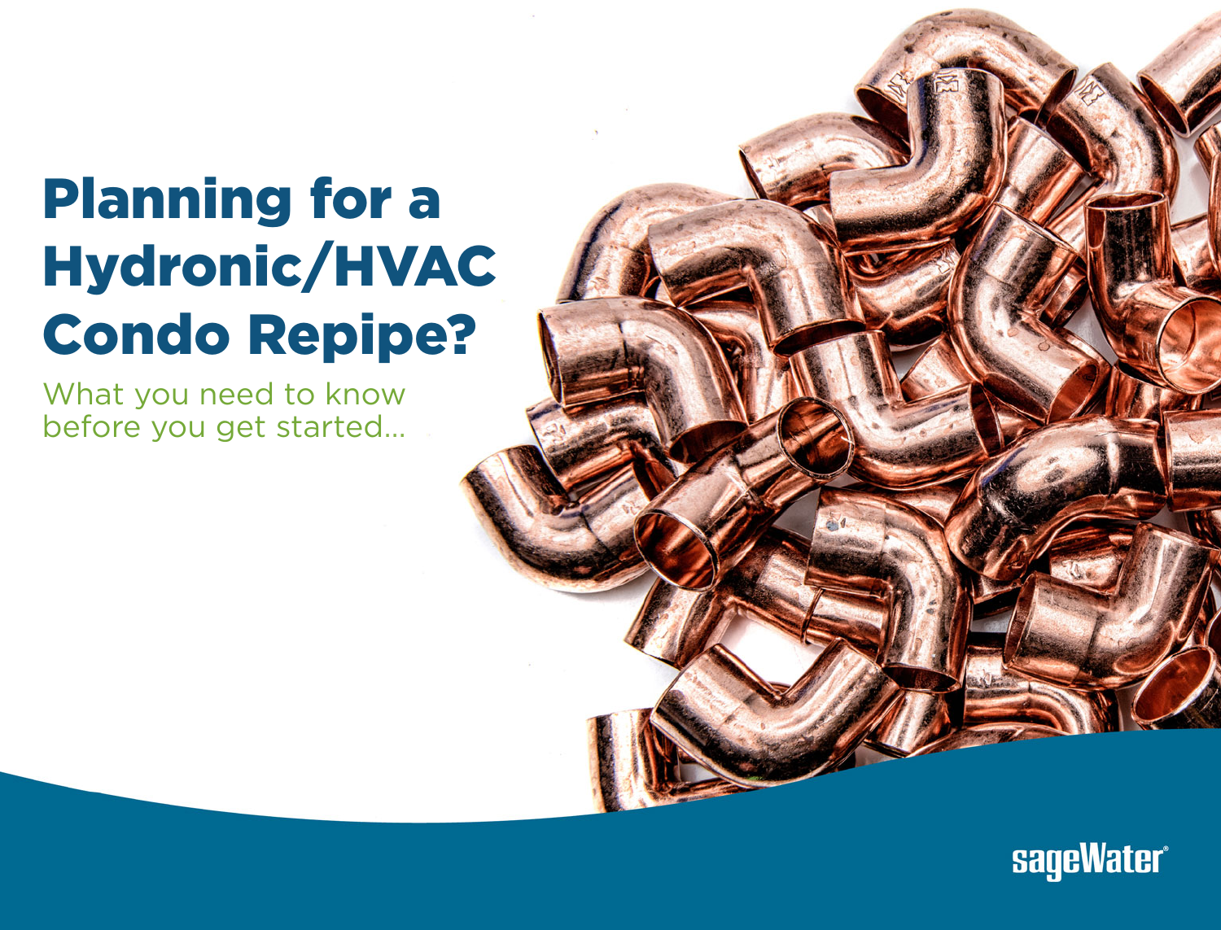# Planning for a Hydronic/HVAC Condo Repipe?

What you need to know before you get started...

sageWater®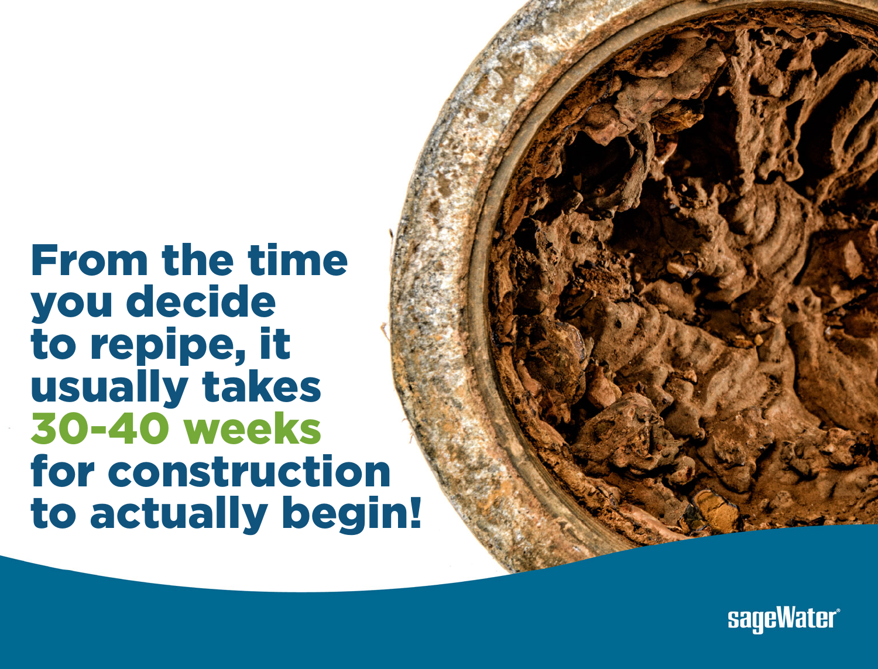# From the time you decide to repipe, it usually takes 30-40 weeks for construction to actually begin!

sageWater®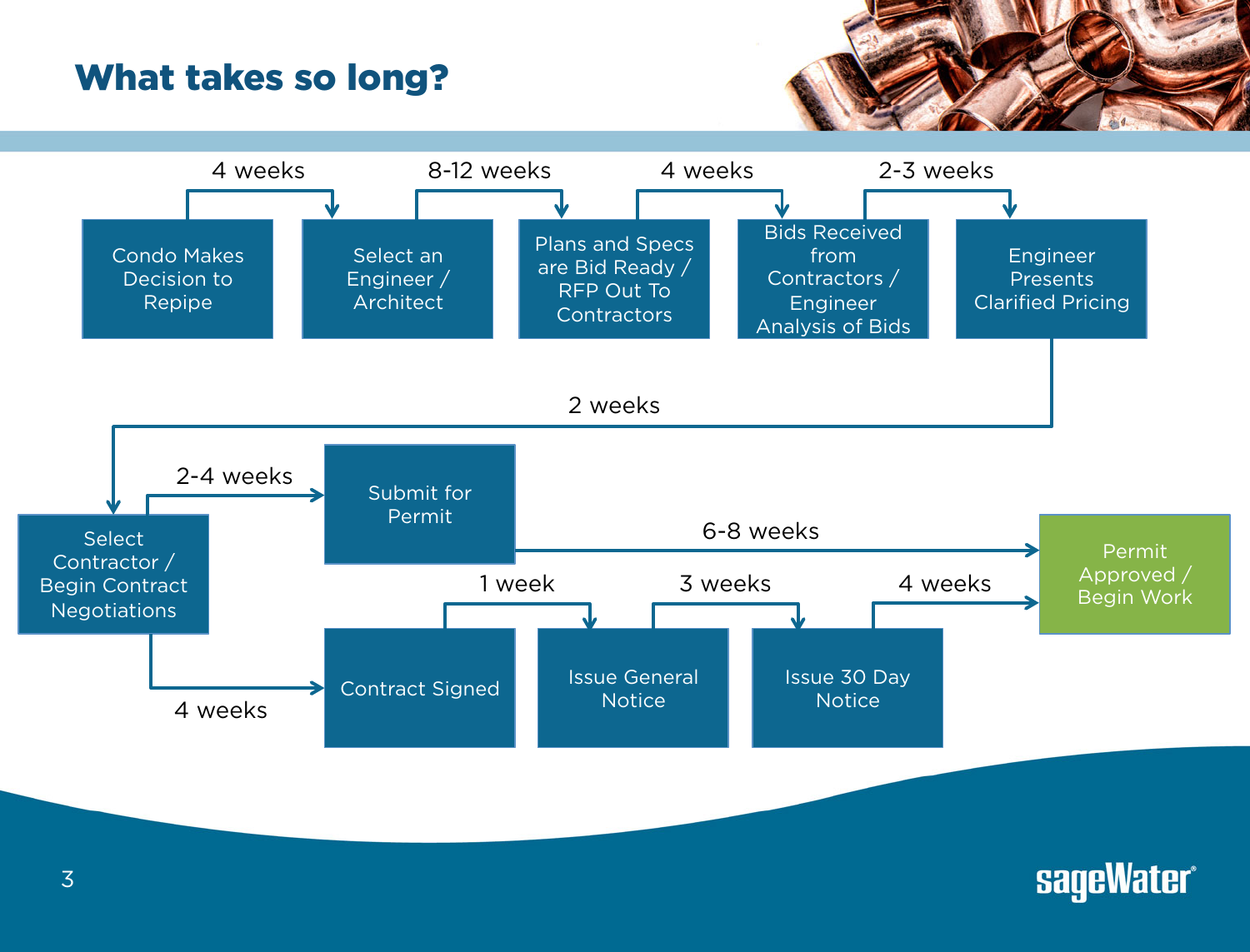# What takes so long?

1. Condo Makes Decision to Repipe
   - 4 weeks →
2. Select an Engineer / Architect
   - 8-12 weeks →
3. Plans and Specs are Bid Ready / RFP Out To Contractors
   - 4 weeks →
4. Bids Received from Contractors / Engineer Analysis of Bids
   - 2-3 weeks →
5. Engineer Presents Clarified Pricing
   - 2 weeks →
6. Select Contractor / Begin Contract Negotiations

From "Select Contractor / Begin Contract Negotiations":

- 2-4 weeks → Submit for Permit
  - 6-8 weeks → Permit Approved / Begin Work
- 4 weeks → Contract Signed
  - 1 week → Issue General Notice
  - 3 weeks → Issue 30 Day Notice
  - 4 weeks → Permit Approved / Begin Work

sageWater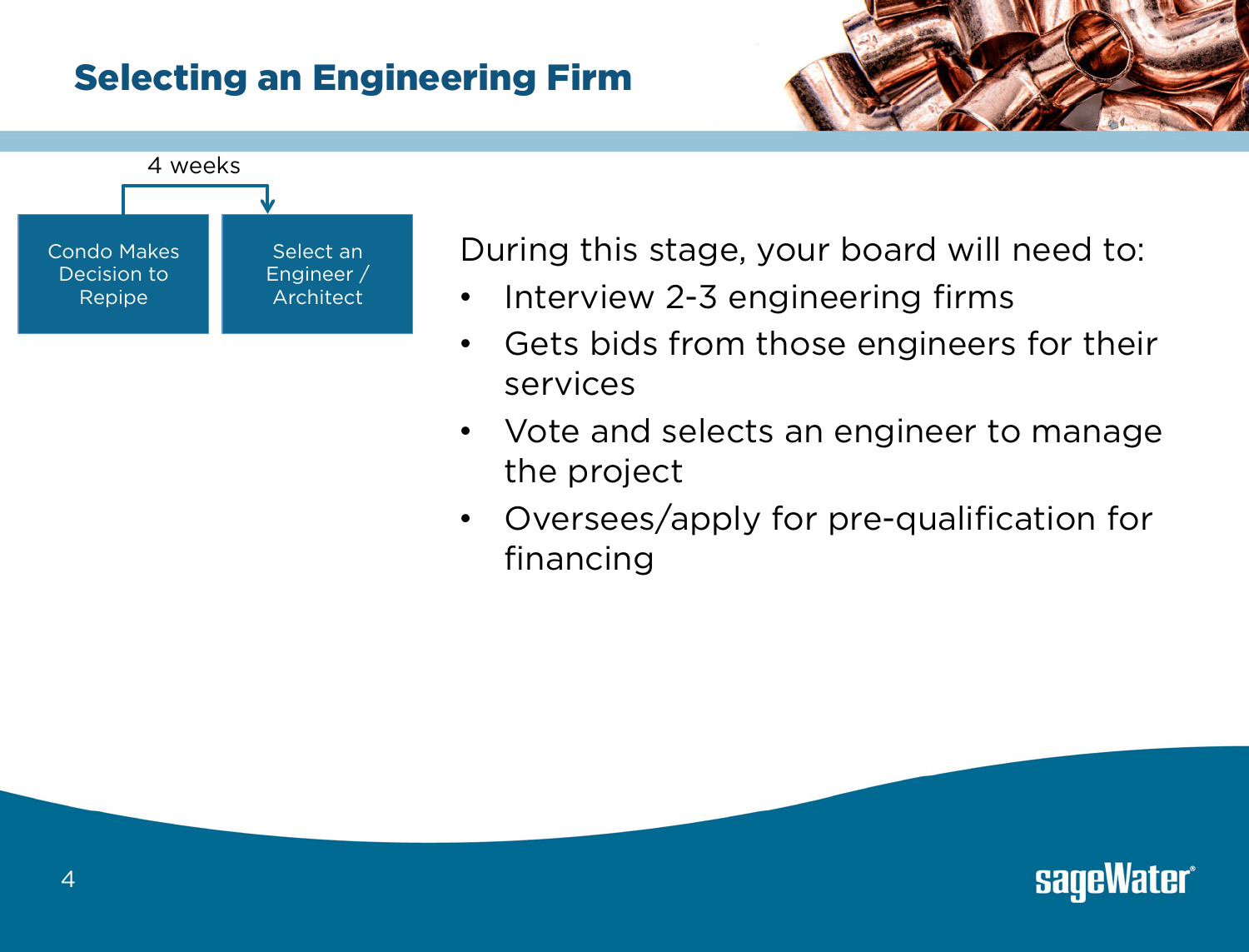# Selecting an Engineering Firm

4 weeks

Condo Makes Decision to Repipe → Select an Engineer / Architect

During this stage, your board will need to:

- Interview 2-3 engineering firms
- Gets bids from those engineers for their services
- Vote and selects an engineer to manage the project
- Oversees/apply for pre-qualification for financing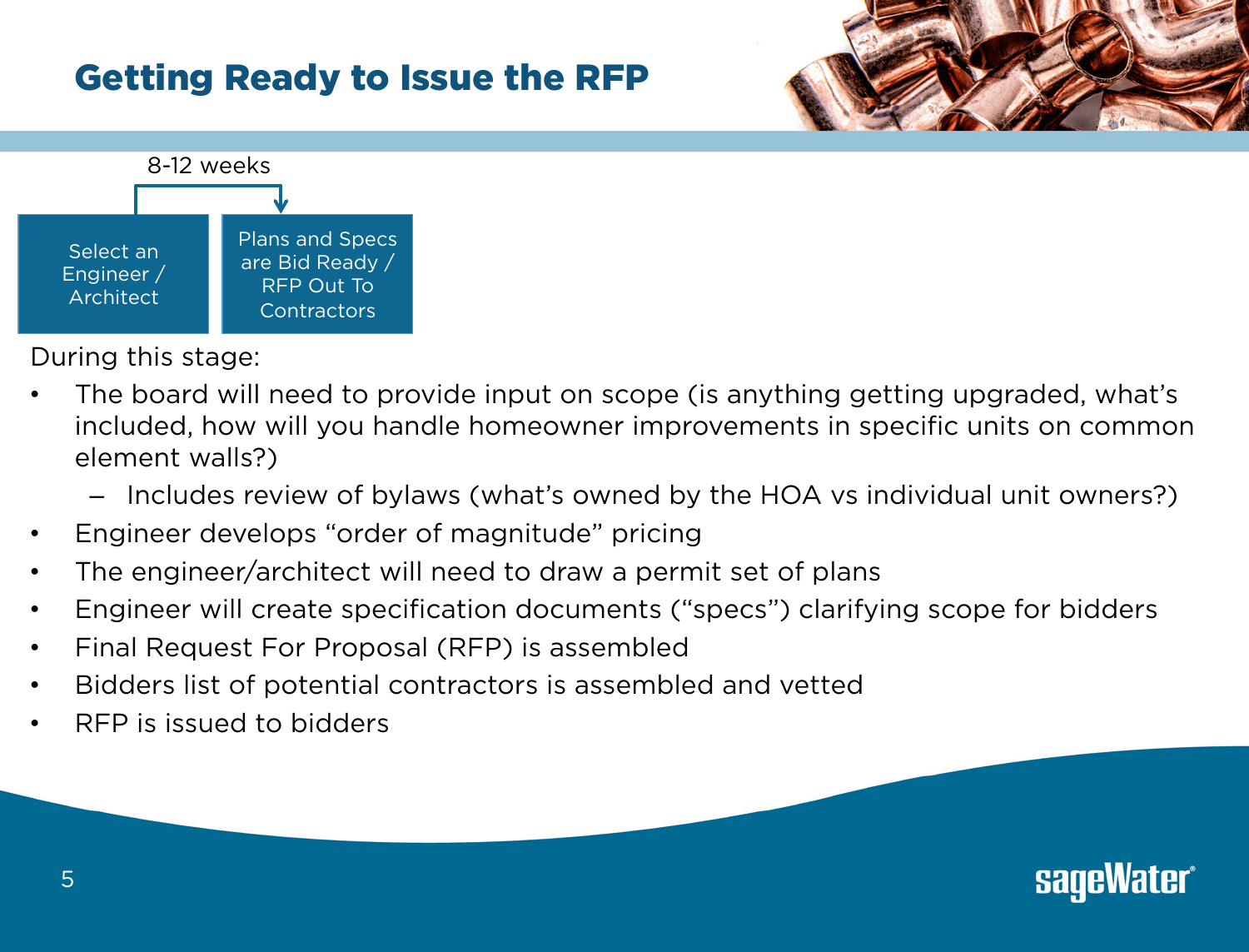# Getting Ready to Issue the RFP

8-12 weeks

Select an Engineer / Architect → Plans and Specs are Bid Ready / RFP Out To Contractors

During this stage:

- The board will need to provide input on scope (is anything getting upgraded, what's included, how will you handle homeowner improvements in specific units on common element walls?)
  - Includes review of bylaws (what's owned by the HOA vs individual unit owners?)
- Engineer develops "order of magnitude" pricing
- The engineer/architect will need to draw a permit set of plans
- Engineer will create specification documents ("specs") clarifying scope for bidders
- Final Request For Proposal (RFP) is assembled
- Bidders list of potential contractors is assembled and vetted
- RFP is issued to bidders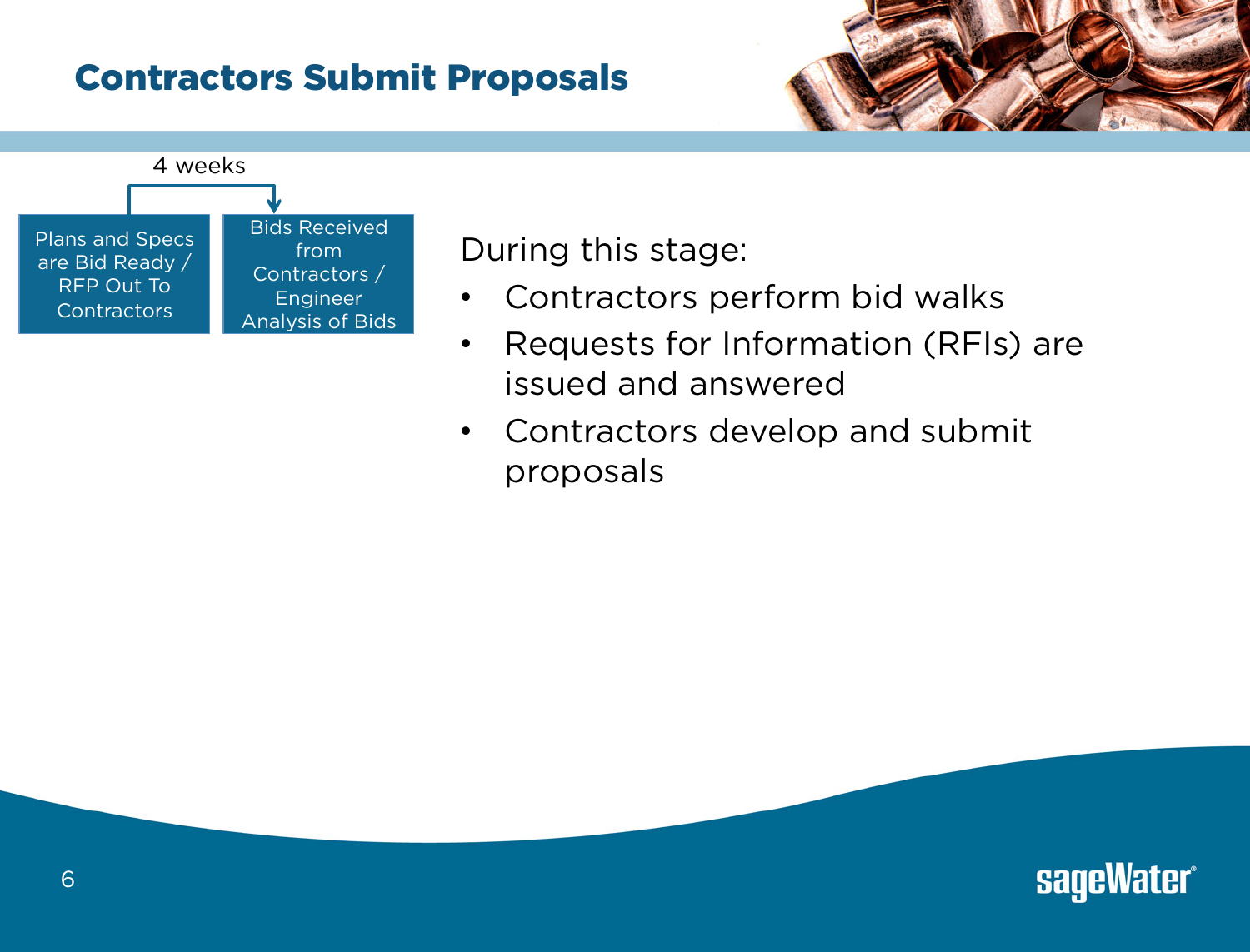# Contractors Submit Proposals

4 weeks

Plans and Specs are Bid Ready / RFP Out To Contractors → Bids Received from Contractors / Engineer Analysis of Bids

During this stage:

- Contractors perform bid walks
- Requests for Information (RFIs) are issued and answered
- Contractors develop and submit proposals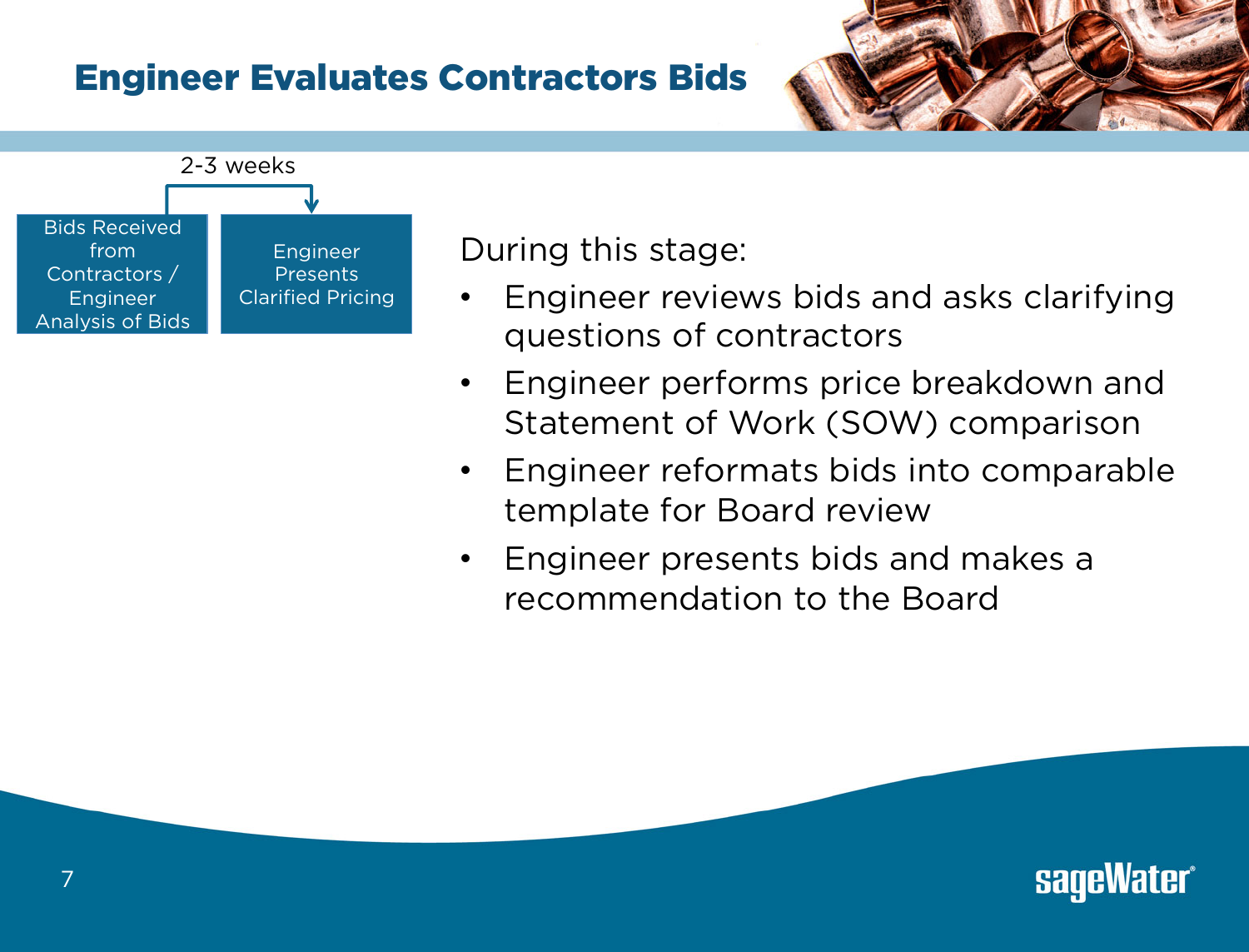# Engineer Evaluates Contractors Bids

2-3 weeks

Bids Received from Contractors / Engineer Analysis of Bids → Engineer Presents Clarified Pricing

During this stage:

- Engineer reviews bids and asks clarifying questions of contractors
- Engineer performs price breakdown and Statement of Work (SOW) comparison
- Engineer reformats bids into comparable template for Board review
- Engineer presents bids and makes a recommendation to the Board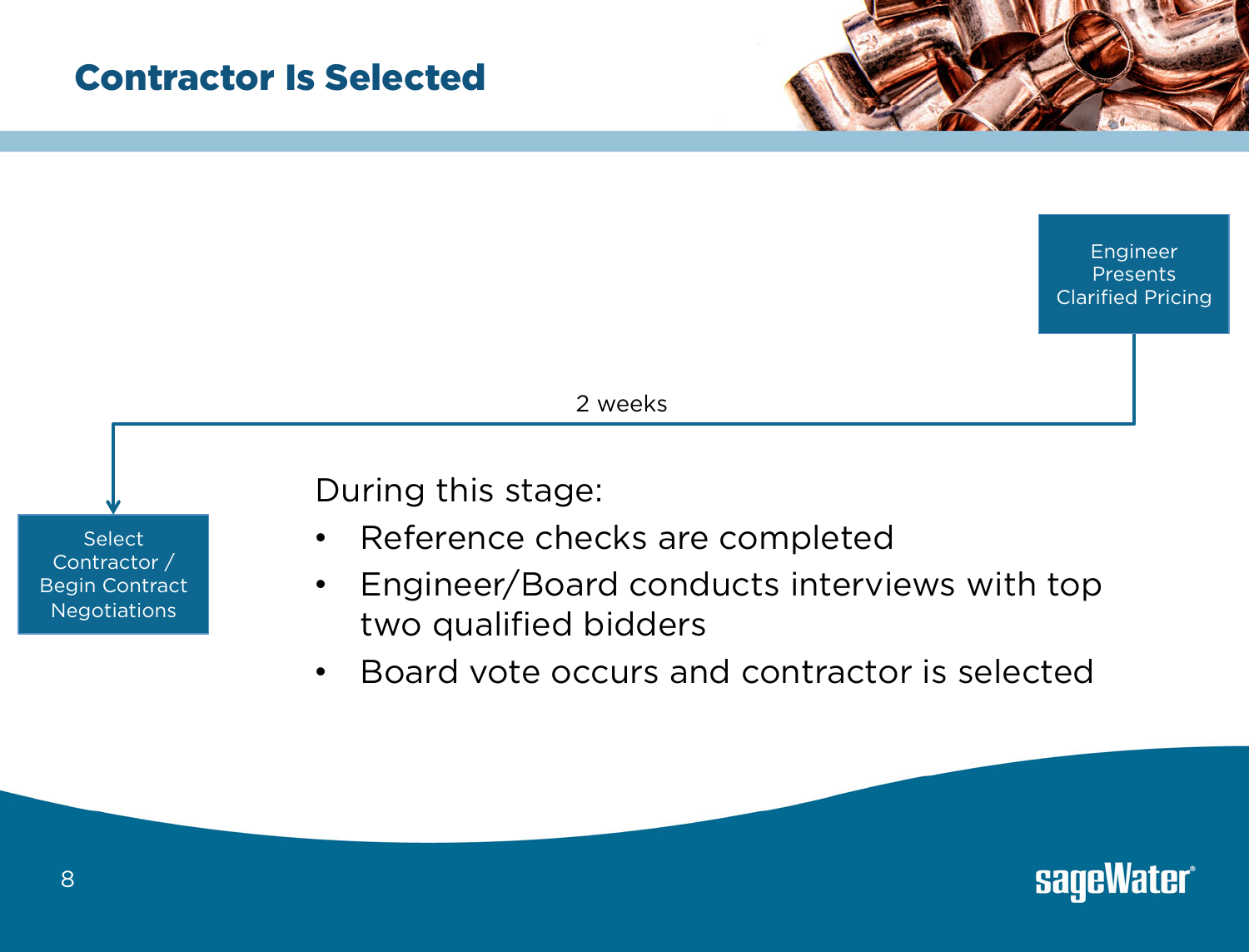# Contractor Is Selected

Engineer Presents Clarified Pricing

2 weeks

Select Contractor / Begin Contract Negotiations

During this stage:

- Reference checks are completed
- Engineer/Board conducts interviews with top two qualified bidders
- Board vote occurs and contractor is selected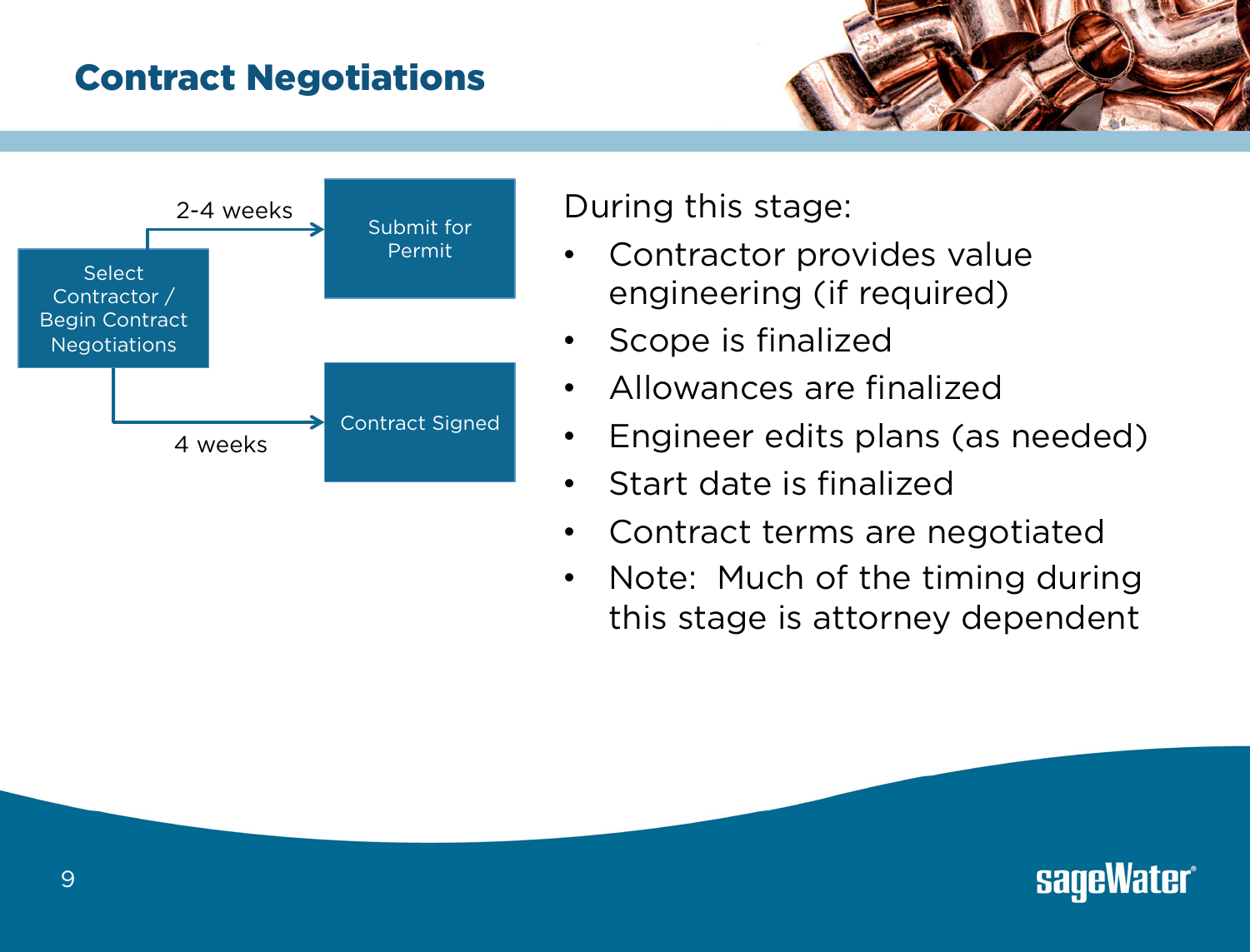## Contract Negotiations

Select Contractor / Begin Contract Negotiations

- 2-4 weeks → Submit for Permit
- 4 weeks → Contract Signed

During this stage:

- Contractor provides value engineering (if required)
- Scope is finalized
- Allowances are finalized
- Engineer edits plans (as needed)
- Start date is finalized
- Contract terms are negotiated
- Note: Much of the timing during this stage is attorney dependent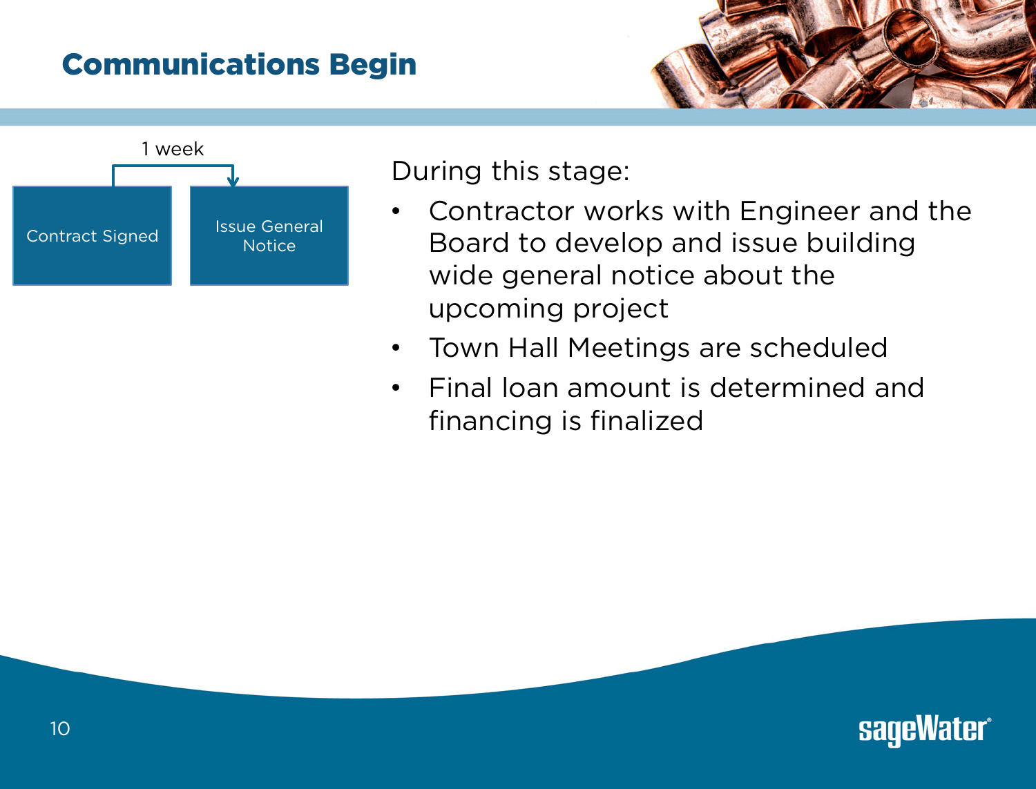# Communications Begin

1 week

Contract Signed → Issue General Notice

During this stage:

- Contractor works with Engineer and the Board to develop and issue building wide general notice about the upcoming project
- Town Hall Meetings are scheduled
- Final loan amount is determined and financing is finalized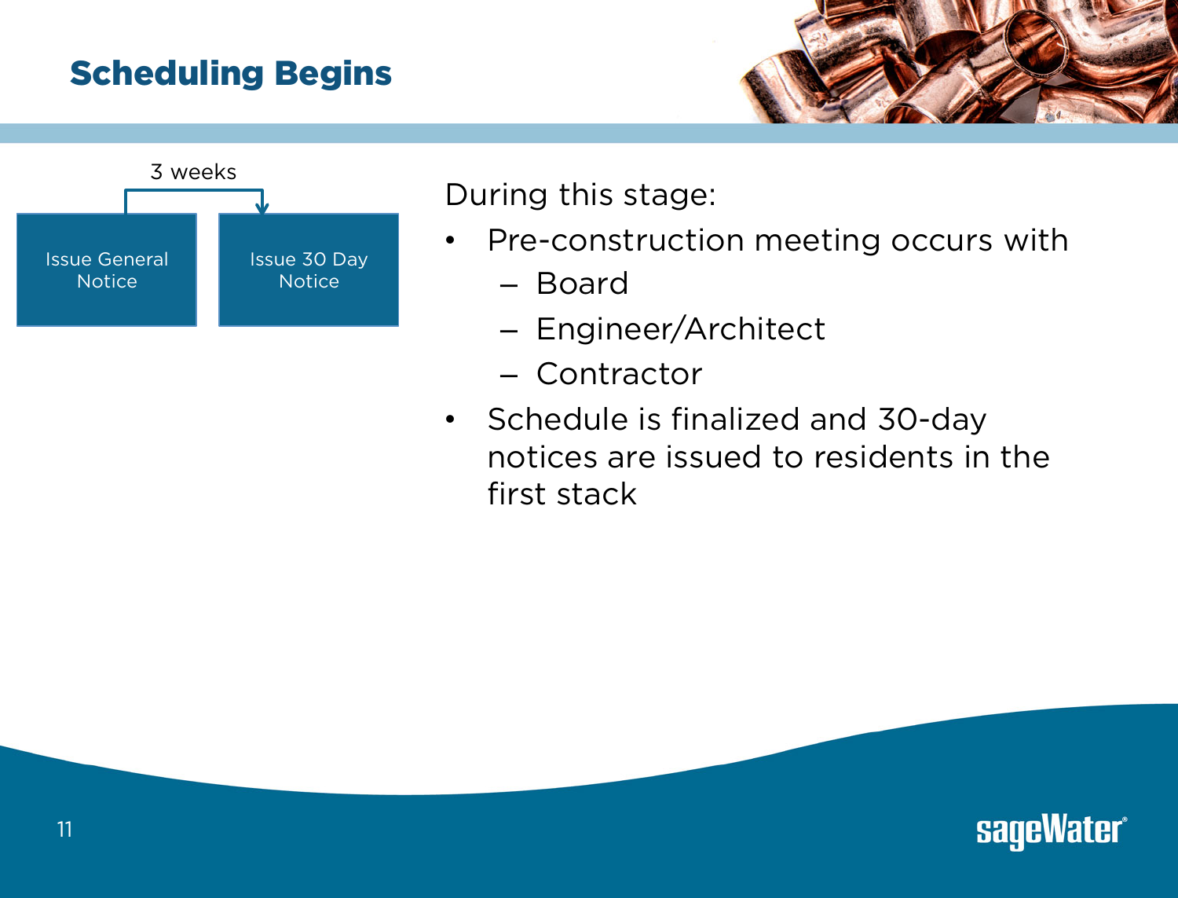# Scheduling Begins

3 weeks

Issue General Notice → Issue 30 Day Notice

During this stage:

- Pre-construction meeting occurs with
  - Board
  - Engineer/Architect
  - Contractor
- Schedule is finalized and 30-day notices are issued to residents in the first stack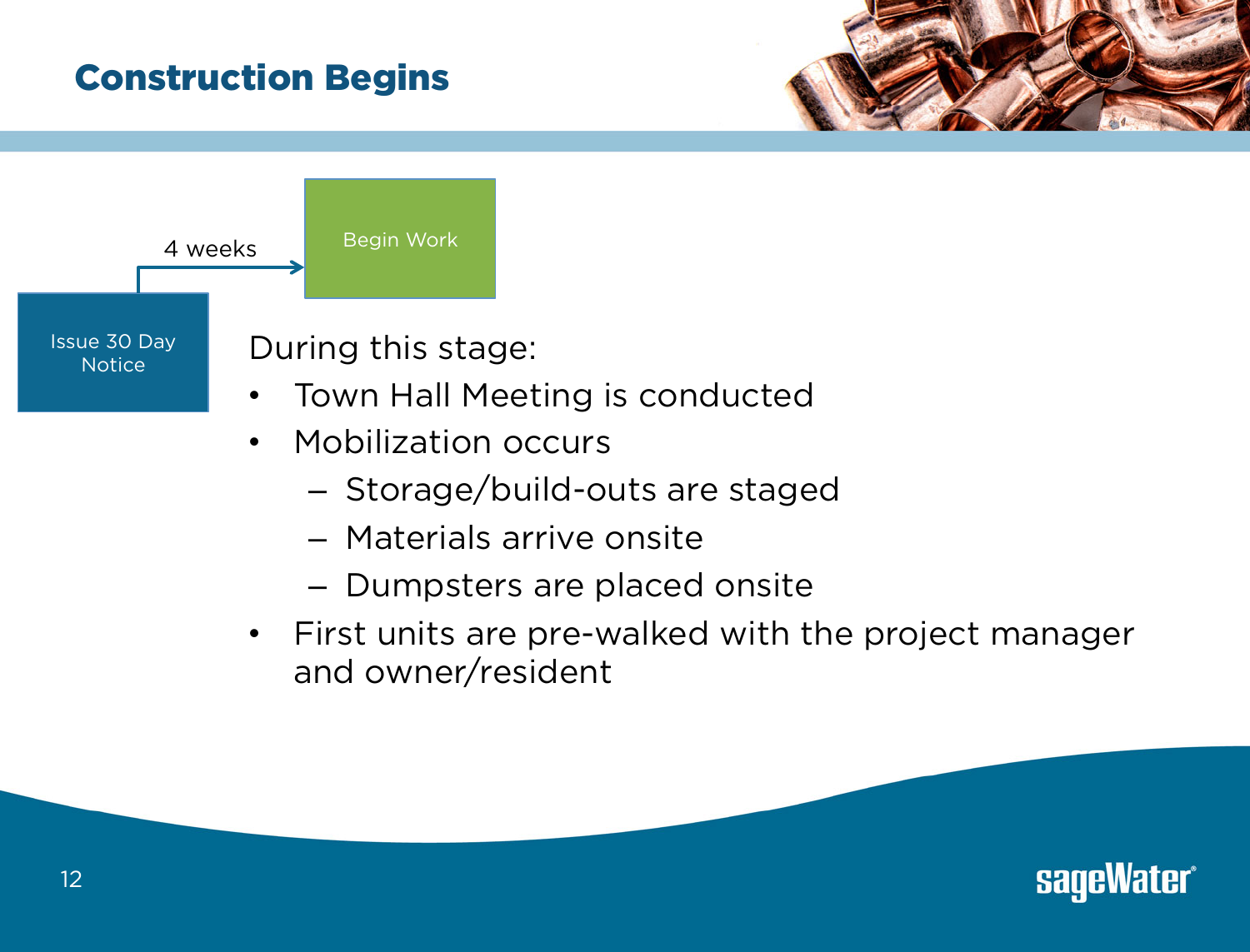# Construction Begins

Issue 30 Day Notice → (4 weeks) → Begin Work

During this stage:

- Town Hall Meeting is conducted
- Mobilization occurs
  - Storage/build-outs are staged
  - Materials arrive onsite
  - Dumpsters are placed onsite
- First units are pre-walked with the project manager and owner/resident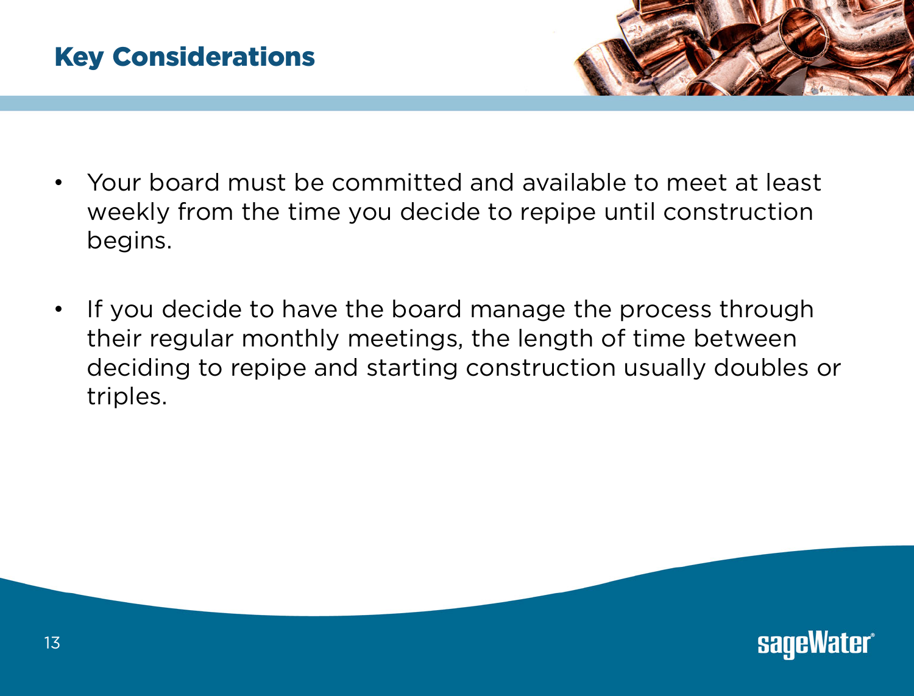## Key Considerations

- Your board must be committed and available to meet at least weekly from the time you decide to repipe until construction begins.
- If you decide to have the board manage the process through their regular monthly meetings, the length of time between deciding to repipe and starting construction usually doubles or triples.